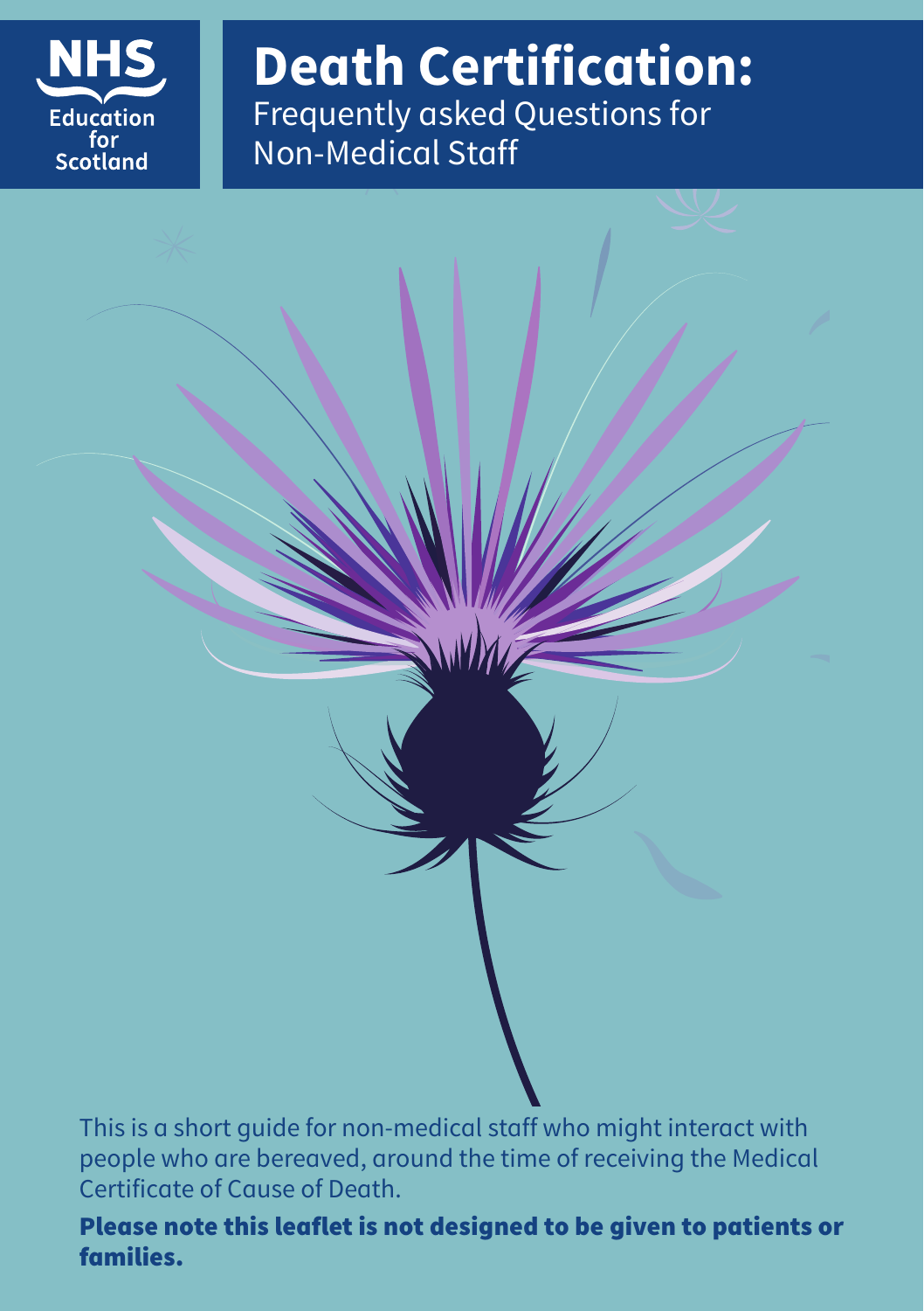NHS Education for Scotland

# Death Certification:

Frequently asked Questions for Non-Medical Staff

This is a short guide for non-medical staff who might interact with people who are bereaved, around the time of receiving the Medical Certificate of Cause of Death.

**Please note this leaflet is not designed to be given to patients or families.**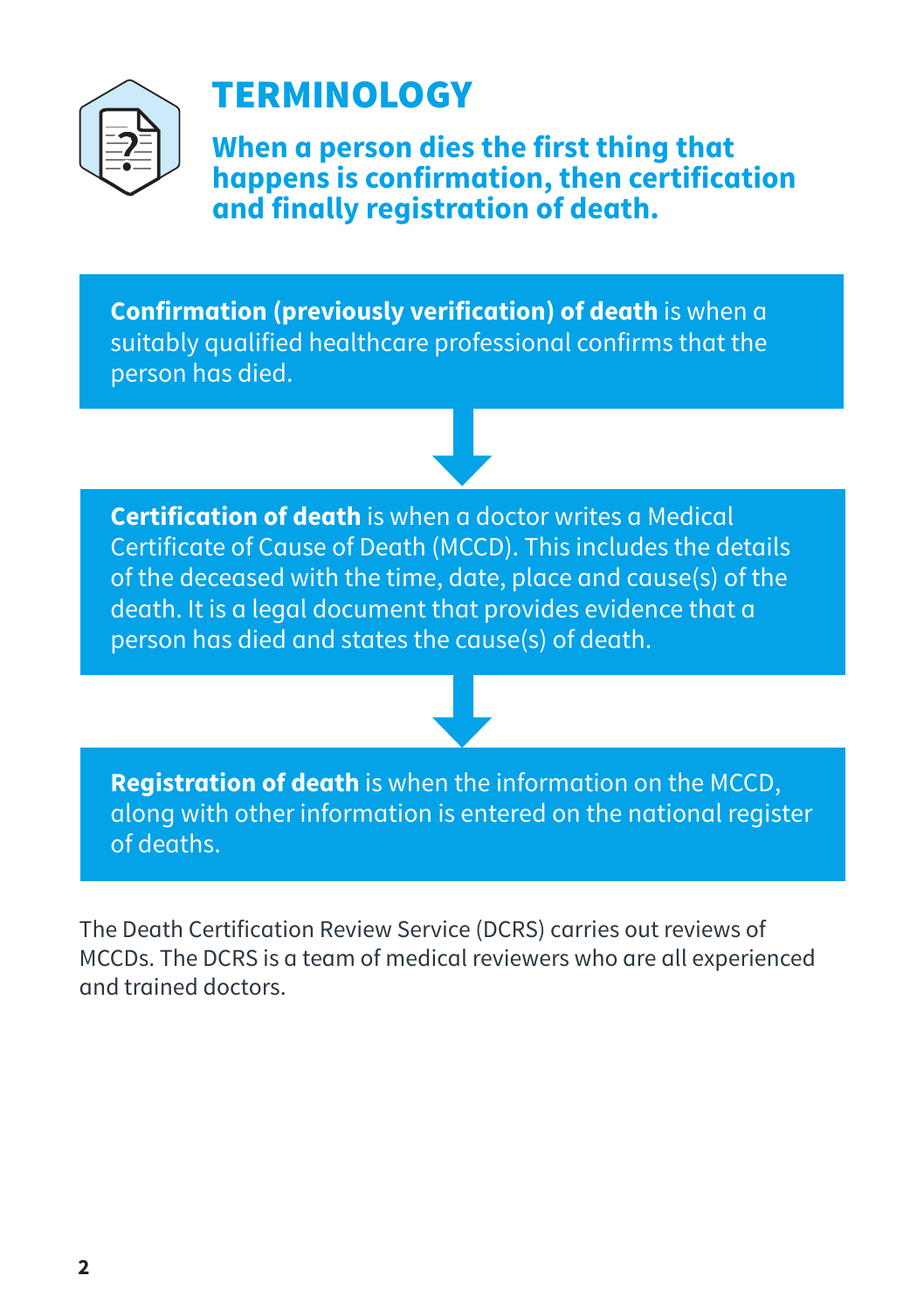# TERMINOLOGY

**When a person dies the first thing that happens is confirmation, then certification and finally registration of death.**

**Confirmation (previously verification) of death** is when a suitably qualified healthcare professional confirms that the person has died.

**Certification of death** is when a doctor writes a Medical Certificate of Cause of Death (MCCD). This includes the details of the deceased with the time, date, place and cause(s) of the death. It is a legal document that provides evidence that a person has died and states the cause(s) of death.

**Registration of death** is when the information on the MCCD, along with other information is entered on the national register of deaths.

The Death Certification Review Service (DCRS) carries out reviews of MCCDs. The DCRS is a team of medical reviewers who are all experienced and trained doctors.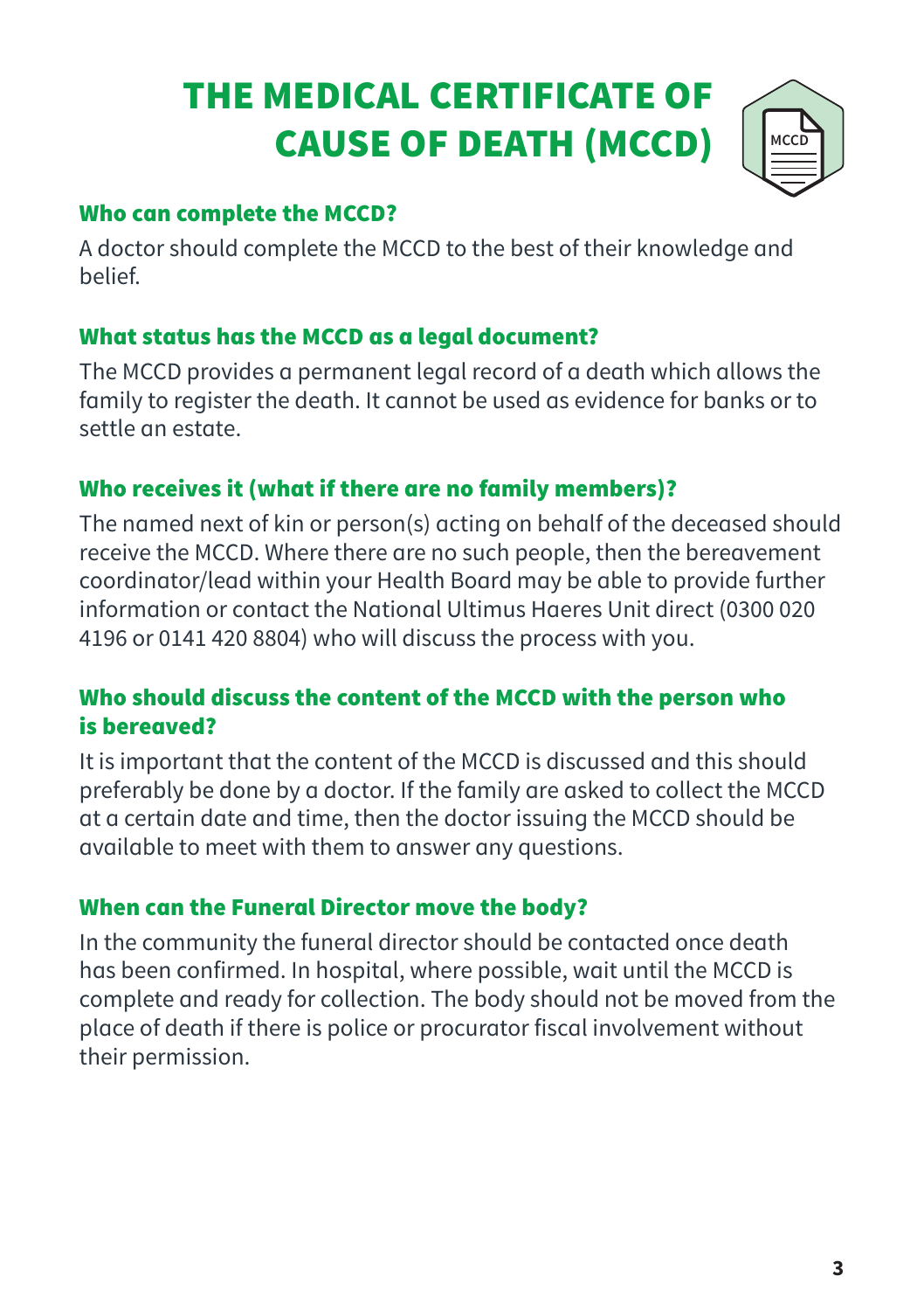# THE MEDICAL CERTIFICATE OF CAUSE OF DEATH (MCCD)

### Who can complete the MCCD?

A doctor should complete the MCCD to the best of their knowledge and belief.

### What status has the MCCD as a legal document?

The MCCD provides a permanent legal record of a death which allows the family to register the death. It cannot be used as evidence for banks or to settle an estate.

### Who receives it (what if there are no family members)?

The named next of kin or person(s) acting on behalf of the deceased should receive the MCCD. Where there are no such people, then the bereavement coordinator/lead within your Health Board may be able to provide further information or contact the National Ultimus Haeres Unit direct (0300 020 4196 or 0141 420 8804) who will discuss the process with you.

### Who should discuss the content of the MCCD with the person who is bereaved?

It is important that the content of the MCCD is discussed and this should preferably be done by a doctor. If the family are asked to collect the MCCD at a certain date and time, then the doctor issuing the MCCD should be available to meet with them to answer any questions.

### When can the Funeral Director move the body?

In the community the funeral director should be contacted once death has been confirmed. In hospital, where possible, wait until the MCCD is complete and ready for collection. The body should not be moved from the place of death if there is police or procurator fiscal involvement without their permission.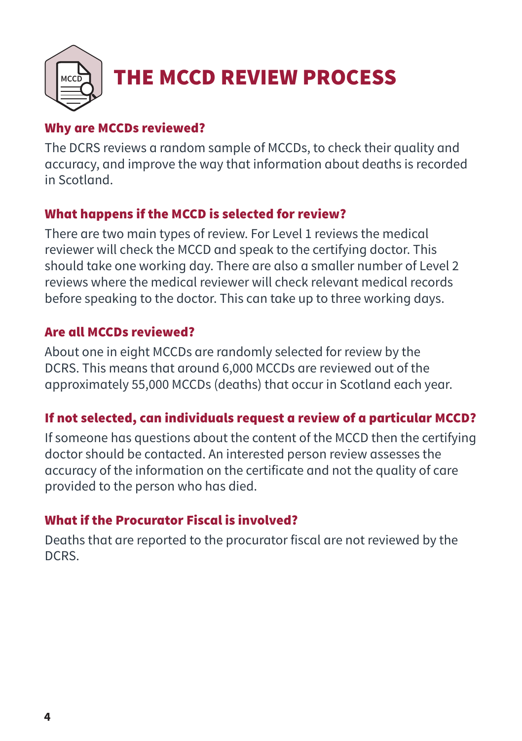# THE MCCD REVIEW PROCESS

### Why are MCCDs reviewed?

The DCRS reviews a random sample of MCCDs, to check their quality and accuracy, and improve the way that information about deaths is recorded in Scotland.

### What happens if the MCCD is selected for review?

There are two main types of review. For Level 1 reviews the medical reviewer will check the MCCD and speak to the certifying doctor. This should take one working day. There are also a smaller number of Level 2 reviews where the medical reviewer will check relevant medical records before speaking to the doctor. This can take up to three working days.

### Are all MCCDs reviewed?

About one in eight MCCDs are randomly selected for review by the DCRS. This means that around 6,000 MCCDs are reviewed out of the approximately 55,000 MCCDs (deaths) that occur in Scotland each year.

### If not selected, can individuals request a review of a particular MCCD?

If someone has questions about the content of the MCCD then the certifying doctor should be contacted. An interested person review assesses the accuracy of the information on the certificate and not the quality of care provided to the person who has died.

### What if the Procurator Fiscal is involved?

Deaths that are reported to the procurator fiscal are not reviewed by the DCRS.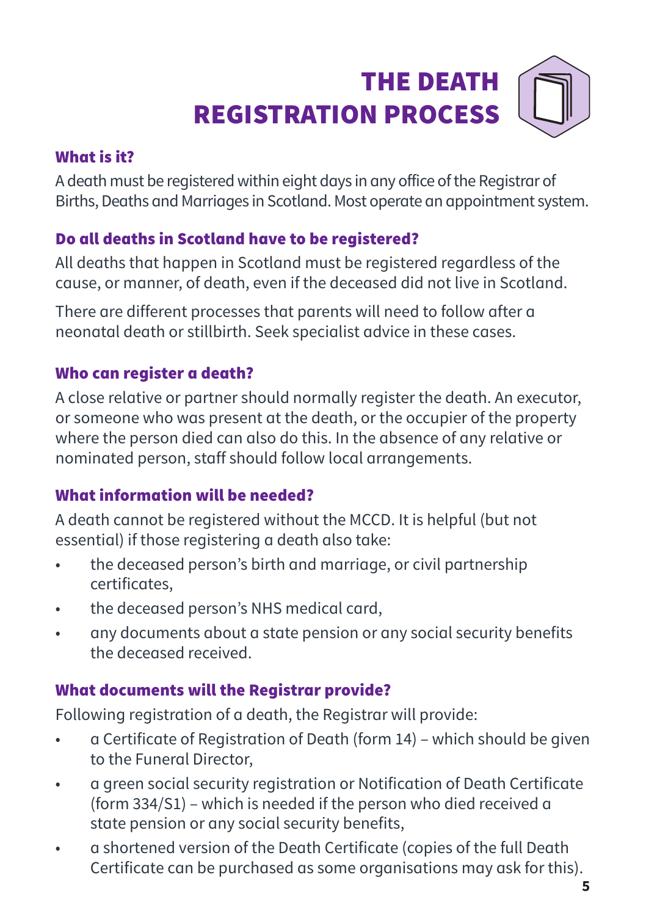# THE DEATH REGISTRATION PROCESS

### What is it?

A death must be registered within eight days in any office of the Registrar of Births, Deaths and Marriages in Scotland. Most operate an appointment system.

### Do all deaths in Scotland have to be registered?

All deaths that happen in Scotland must be registered regardless of the cause, or manner, of death, even if the deceased did not live in Scotland.

There are different processes that parents will need to follow after a neonatal death or stillbirth. Seek specialist advice in these cases.

### Who can register a death?

A close relative or partner should normally register the death. An executor, or someone who was present at the death, or the occupier of the property where the person died can also do this. In the absence of any relative or nominated person, staff should follow local arrangements.

### What information will be needed?

A death cannot be registered without the MCCD. It is helpful (but not essential) if those registering a death also take:

- the deceased person's birth and marriage, or civil partnership certificates,
- the deceased person's NHS medical card,
- any documents about a state pension or any social security benefits the deceased received.

### What documents will the Registrar provide?

Following registration of a death, the Registrar will provide:

- a Certificate of Registration of Death (form 14) – which should be given to the Funeral Director,
- a green social security registration or Notification of Death Certificate (form 334/S1) – which is needed if the person who died received a state pension or any social security benefits,
- a shortened version of the Death Certificate (copies of the full Death Certificate can be purchased as some organisations may ask for this).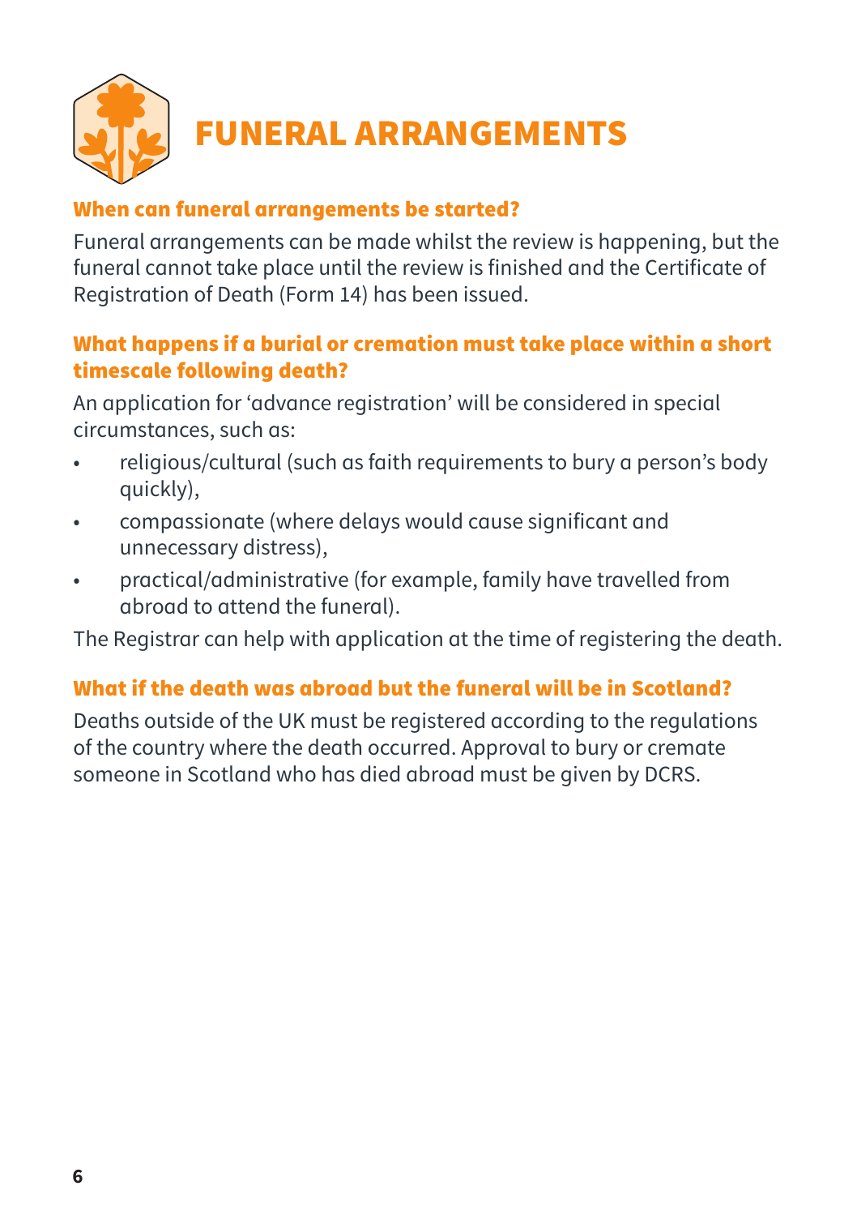# FUNERAL ARRANGEMENTS

### When can funeral arrangements be started?

Funeral arrangements can be made whilst the review is happening, but the funeral cannot take place until the review is finished and the Certificate of Registration of Death (Form 14) has been issued.

### What happens if a burial or cremation must take place within a short timescale following death?

An application for 'advance registration' will be considered in special circumstances, such as:

- religious/cultural (such as faith requirements to bury a person's body quickly),
- compassionate (where delays would cause significant and unnecessary distress),
- practical/administrative (for example, family have travelled from abroad to attend the funeral).

The Registrar can help with application at the time of registering the death.

### What if the death was abroad but the funeral will be in Scotland?

Deaths outside of the UK must be registered according to the regulations of the country where the death occurred. Approval to bury or cremate someone in Scotland who has died abroad must be given by DCRS.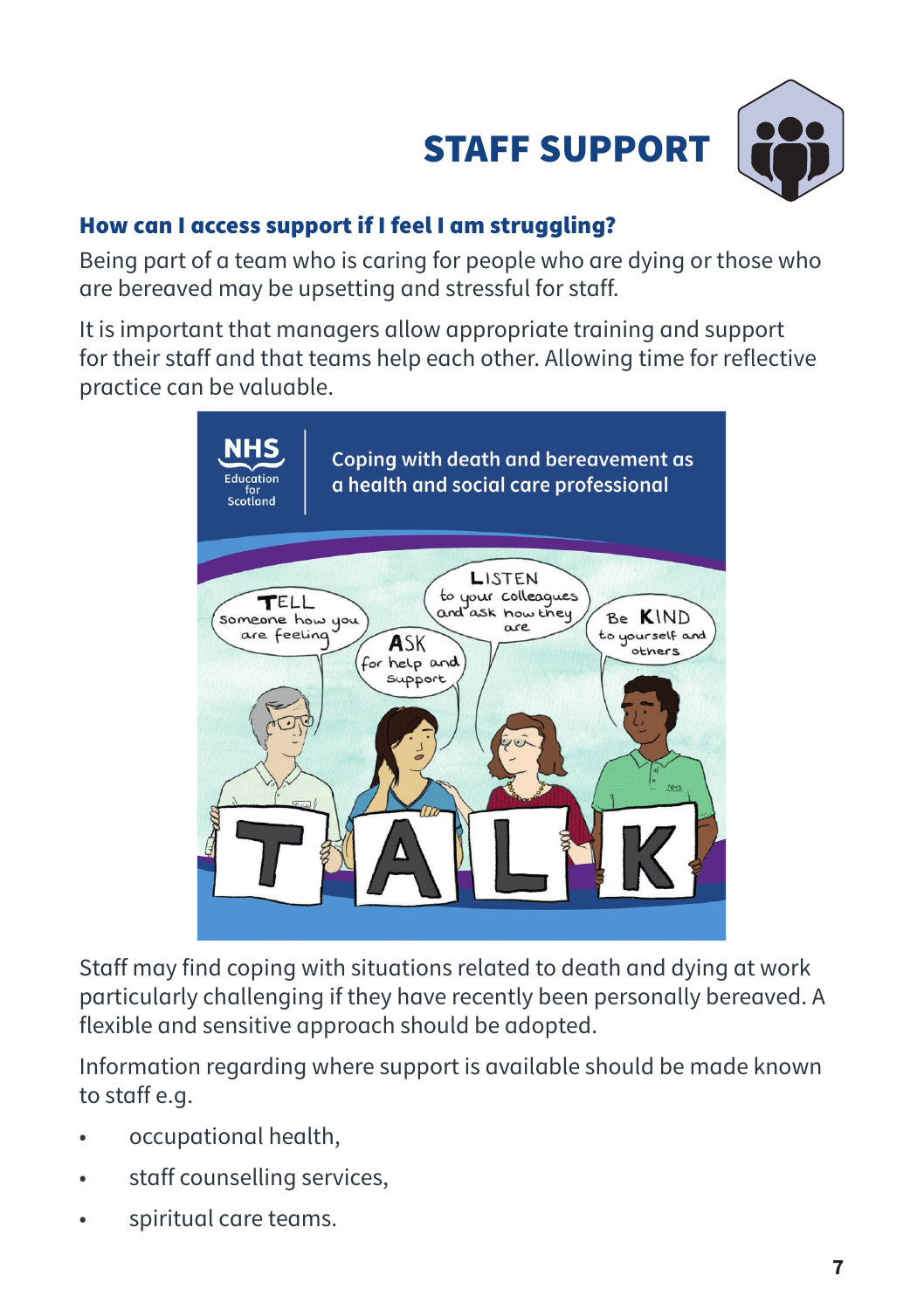# STAFF SUPPORT

## How can I access support if I feel I am struggling?

Being part of a team who is caring for people who are dying or those who are bereaved may be upsetting and stressful for staff.

It is important that managers allow appropriate training and support for their staff and that teams help each other. Allowing time for reflective practice can be valuable.

Coping with death and bereavement as a health and social care professional

TELL someone how you are feeling

ASK for help and support

LISTEN to your colleagues and ask how they are

Be KIND to yourself and others

TALK

Staff may find coping with situations related to death and dying at work particularly challenging if they have recently been personally bereaved. A flexible and sensitive approach should be adopted.

Information regarding where support is available should be made known to staff e.g.

- occupational health,
- staff counselling services,
- spiritual care teams.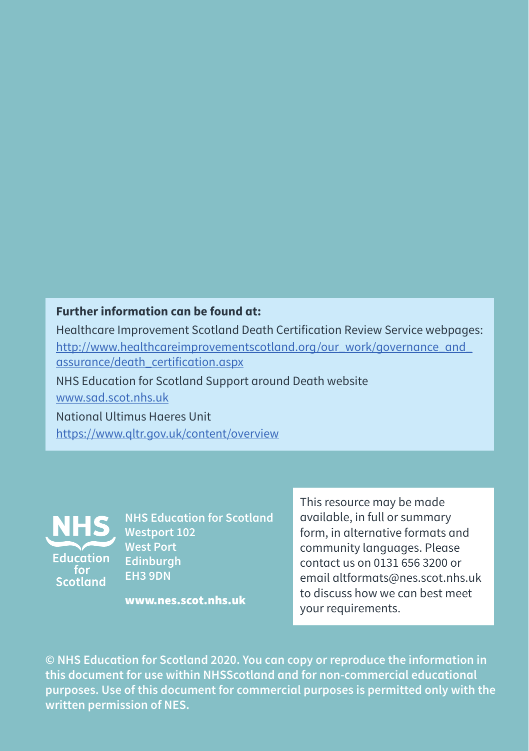**Further information can be found at:**

Healthcare Improvement Scotland Death Certification Review Service webpages:
http://www.healthcareimprovementscotland.org/our_work/governance_and_assurance/death_certification.aspx

NHS Education for Scotland Support around Death website
www.sad.scot.nhs.uk

National Ultimus Haeres Unit
https://www.qltr.gov.uk/content/overview

NHS Education for Scotland
Westport 102
West Port
Edinburgh
EH3 9DN

**www.nes.scot.nhs.uk**

This resource may be made available, in full or summary form, in alternative formats and community languages. Please contact us on 0131 656 3200 or email altformats@nes.scot.nhs.uk to discuss how we can best meet your requirements.

**© NHS Education for Scotland 2020. You can copy or reproduce the information in this document for use within NHSScotland and for non-commercial educational purposes. Use of this document for commercial purposes is permitted only with the written permission of NES.**